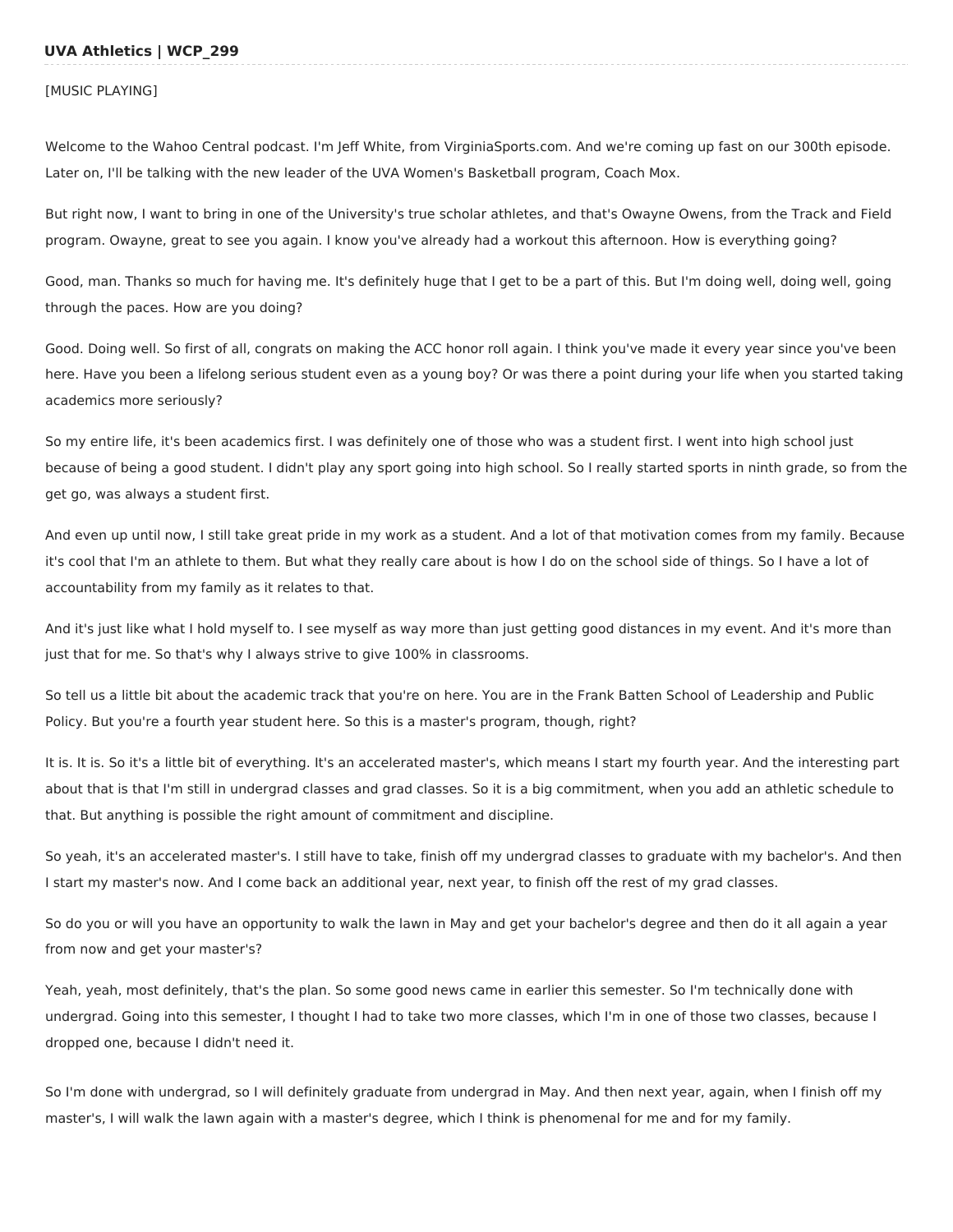**UVA Athletics | WCP_299**

[MUSIC PLAYING]

Welcome to the Wahoo Central podcast. I'm Jeff White, from VirginiaSports.com. And we're coming up fast on our 300th episode. Later on, I'll be talking with the new leader of the UVA Women's Basketball program, Coach Mox.

But right now, I want to bring in one of the University's true scholar athletes, and that's Owayne Owens, from the Track and Field program. Owayne, great to see you again. I know you've already had a workout this afternoon. How is everything going?

Good, man. Thanks so much for having me. It's definitely huge that I get to be a part of this. But I'm doing well, doing well, going through the paces. How are you doing?

Good. Doing well. So first of all, congrats on making the ACC honor roll again. I think you've made it every year since you've been here. Have you been a lifelong serious student even as a young boy? Or was there a point during your life when you started taking academics more seriously?

So my entire life, it's been academics first. I was definitely one of those who was a student first. I went into high school just because of being a good student. I didn't play any sport going into high school. So I really started sports in ninth grade, so from the get go, was always a student first.

And even up until now, I still take great pride in my work as a student. And a lot of that motivation comes from my family. Because it's cool that I'm an athlete to them. But what they really care about is how I do on the school side of things. So I have a lot of accountability from my family as it relates to that.

And it's just like what I hold myself to. I see myself as way more than just getting good distances in my event. And it's more than just that for me. So that's why I always strive to give 100% in classrooms.

So tell us a little bit about the academic track that you're on here. You are in the Frank Batten School of Leadership and Public Policy. But you're a fourth year student here. So this is a master's program, though, right?

It is. It is. So it's a little bit of everything. It's an accelerated master's, which means I start my fourth year. And the interesting part about that is that I'm still in undergrad classes and grad classes. So it is a big commitment, when you add an athletic schedule to that. But anything is possible the right amount of commitment and discipline.

So yeah, it's an accelerated master's. I still have to take, finish off my undergrad classes to graduate with my bachelor's. And then I start my master's now. And I come back an additional year, next year, to finish off the rest of my grad classes.

So do you or will you have an opportunity to walk the lawn in May and get your bachelor's degree and then do it all again a year from now and get your master's?

Yeah, yeah, most definitely, that's the plan. So some good news came in earlier this semester. So I'm technically done with undergrad. Going into this semester, I thought I had to take two more classes, which I'm in one of those two classes, because I dropped one, because I didn't need it.

So I'm done with undergrad, so I will definitely graduate from undergrad in May. And then next year, again, when I finish off my master's, I will walk the lawn again with a master's degree, which I think is phenomenal for me and for my family.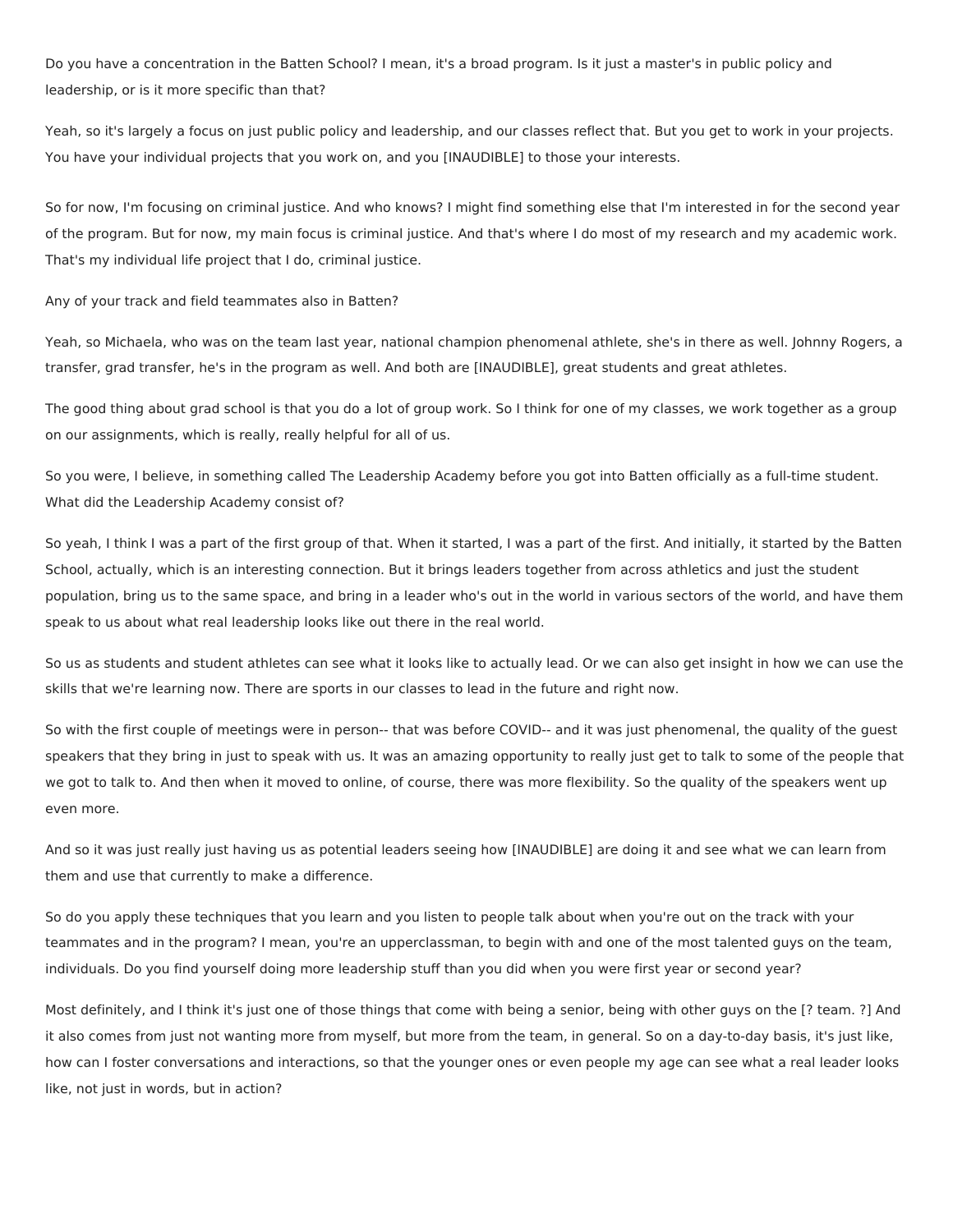Do you have a concentration in the Batten School? I mean, it's a broad program. Is it just a master's in public policy and leadership, or is it more specific than that?

Yeah, so it's largely a focus on just public policy and leadership, and our classes reflect that. But you get to work in your projects. You have your individual projects that you work on, and you [INAUDIBLE] to those your interests.

So for now, I'm focusing on criminal justice. And who knows? I might find something else that I'm interested in for the second year of the program. But for now, my main focus is criminal justice. And that's where I do most of my research and my academic work. That's my individual life project that I do, criminal justice.

Any of your track and field teammates also in Batten?

Yeah, so Michaela, who was on the team last year, national champion phenomenal athlete, she's in there as well. Johnny Rogers, a transfer, grad transfer, he's in the program as well. And both are [INAUDIBLE], great students and great athletes.

The good thing about grad school is that you do a lot of group work. So I think for one of my classes, we work together as a group on our assignments, which is really, really helpful for all of us.

So you were, I believe, in something called The Leadership Academy before you got into Batten officially as a full-time student. What did the Leadership Academy consist of?

So yeah, I think I was a part of the first group of that. When it started, I was a part of the first. And initially, it started by the Batten School, actually, which is an interesting connection. But it brings leaders together from across athletics and just the student population, bring us to the same space, and bring in a leader who's out in the world in various sectors of the world, and have them speak to us about what real leadership looks like out there in the real world.

So us as students and student athletes can see what it looks like to actually lead. Or we can also get insight in how we can use the skills that we're learning now. There are sports in our classes to lead in the future and right now.

So with the first couple of meetings were in person-- that was before COVID-- and it was just phenomenal, the quality of the guest speakers that they bring in just to speak with us. It was an amazing opportunity to really just get to talk to some of the people that we got to talk to. And then when it moved to online, of course, there was more flexibility. So the quality of the speakers went up even more.

And so it was just really just having us as potential leaders seeing how [INAUDIBLE] are doing it and see what we can learn from them and use that currently to make a difference.

So do you apply these techniques that you learn and you listen to people talk about when you're out on the track with your teammates and in the program? I mean, you're an upperclassman, to begin with and one of the most talented guys on the team, individuals. Do you find yourself doing more leadership stuff than you did when you were first year or second year?

Most definitely, and I think it's just one of those things that come with being a senior, being with other guys on the [? team. ?] And it also comes from just not wanting more from myself, but more from the team, in general. So on a day-to-day basis, it's just like, how can I foster conversations and interactions, so that the younger ones or even people my age can see what a real leader looks like, not just in words, but in action?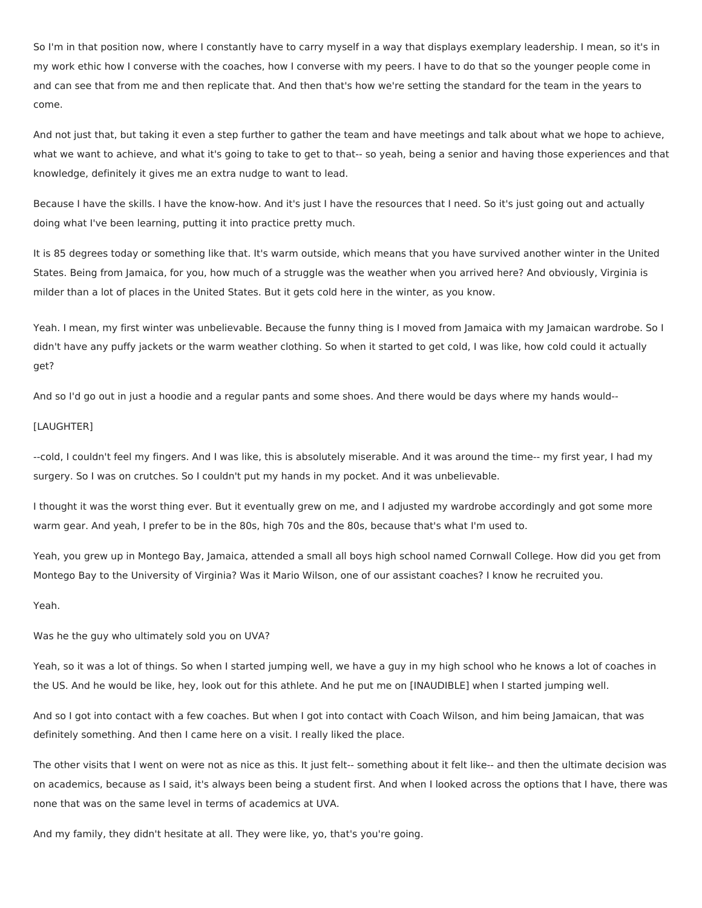So I'm in that position now, where I constantly have to carry myself in a way that displays exemplary leadership. I mean, so it's in my work ethic how I converse with the coaches, how I converse with my peers. I have to do that so the younger people come in and can see that from me and then replicate that. And then that's how we're setting the standard for the team in the years to come.

And not just that, but taking it even a step further to gather the team and have meetings and talk about what we hope to achieve, what we want to achieve, and what it's going to take to get to that-- so yeah, being a senior and having those experiences and that knowledge, definitely it gives me an extra nudge to want to lead.

Because I have the skills. I have the know-how. And it's just I have the resources that I need. So it's just going out and actually doing what I've been learning, putting it into practice pretty much.

It is 85 degrees today or something like that. It's warm outside, which means that you have survived another winter in the United States. Being from Jamaica, for you, how much of a struggle was the weather when you arrived here? And obviously, Virginia is milder than a lot of places in the United States. But it gets cold here in the winter, as you know.

Yeah. I mean, my first winter was unbelievable. Because the funny thing is I moved from Jamaica with my Jamaican wardrobe. So I didn't have any puffy jackets or the warm weather clothing. So when it started to get cold, I was like, how cold could it actually get?

And so I'd go out in just a hoodie and a regular pants and some shoes. And there would be days where my hands would--

[LAUGHTER]

--cold, I couldn't feel my fingers. And I was like, this is absolutely miserable. And it was around the time-- my first year, I had my surgery. So I was on crutches. So I couldn't put my hands in my pocket. And it was unbelievable.

I thought it was the worst thing ever. But it eventually grew on me, and I adjusted my wardrobe accordingly and got some more warm gear. And yeah, I prefer to be in the 80s, high 70s and the 80s, because that's what I'm used to.

Yeah, you grew up in Montego Bay, Jamaica, attended a small all boys high school named Cornwall College. How did you get from Montego Bay to the University of Virginia? Was it Mario Wilson, one of our assistant coaches? I know he recruited you.

Yeah.

Was he the guy who ultimately sold you on UVA?

Yeah, so it was a lot of things. So when I started jumping well, we have a guy in my high school who he knows a lot of coaches in the US. And he would be like, hey, look out for this athlete. And he put me on [INAUDIBLE] when I started jumping well.

And so I got into contact with a few coaches. But when I got into contact with Coach Wilson, and him being Jamaican, that was definitely something. And then I came here on a visit. I really liked the place.

The other visits that I went on were not as nice as this. It just felt-- something about it felt like-- and then the ultimate decision was on academics, because as I said, it's always been being a student first. And when I looked across the options that I have, there was none that was on the same level in terms of academics at UVA.

And my family, they didn't hesitate at all. They were like, yo, that's you're going.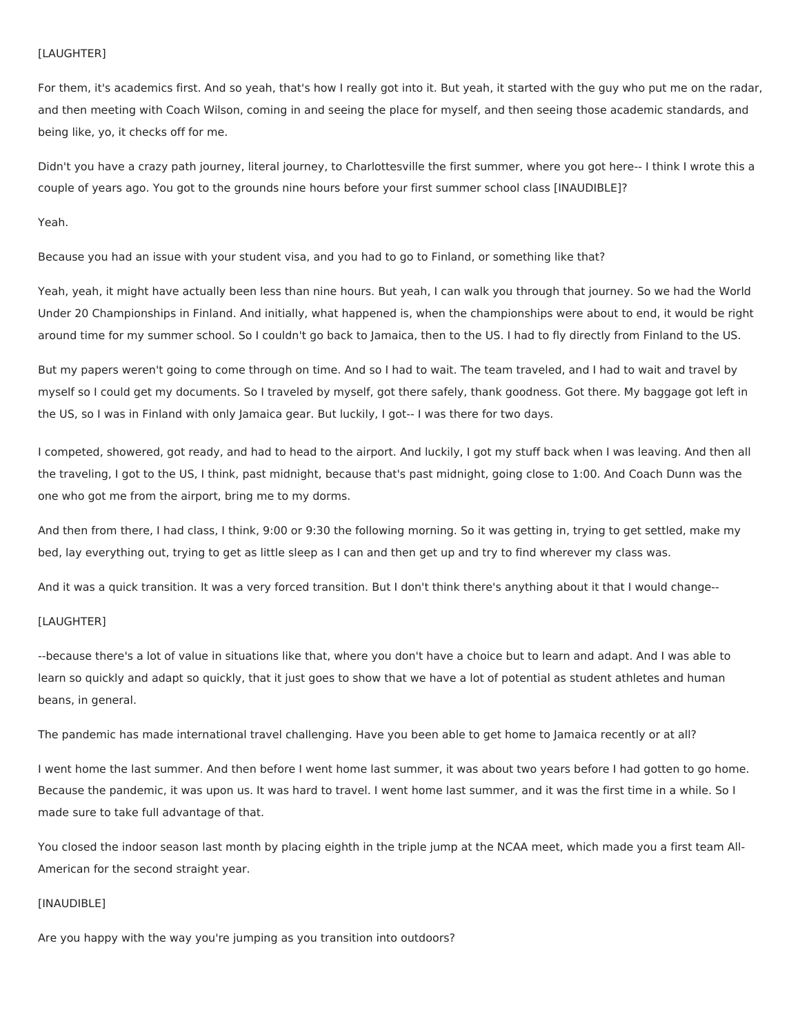[LAUGHTER]

For them, it's academics first. And so yeah, that's how I really got into it. But yeah, it started with the guy who put me on the radar, and then meeting with Coach Wilson, coming in and seeing the place for myself, and then seeing those academic standards, and being like, yo, it checks off for me.

Didn't you have a crazy path journey, literal journey, to Charlottesville the first summer, where you got here-- I think I wrote this a couple of years ago. You got to the grounds nine hours before your first summer school class [INAUDIBLE]?

Yeah.

Because you had an issue with your student visa, and you had to go to Finland, or something like that?

Yeah, yeah, it might have actually been less than nine hours. But yeah, I can walk you through that journey. So we had the World Under 20 Championships in Finland. And initially, what happened is, when the championships were about to end, it would be right around time for my summer school. So I couldn't go back to Jamaica, then to the US. I had to fly directly from Finland to the US.

But my papers weren't going to come through on time. And so I had to wait. The team traveled, and I had to wait and travel by myself so I could get my documents. So I traveled by myself, got there safely, thank goodness. Got there. My baggage got left in the US, so I was in Finland with only Jamaica gear. But luckily, I got-- I was there for two days.

I competed, showered, got ready, and had to head to the airport. And luckily, I got my stuff back when I was leaving. And then all the traveling, I got to the US, I think, past midnight, because that's past midnight, going close to 1:00. And Coach Dunn was the one who got me from the airport, bring me to my dorms.

And then from there, I had class, I think, 9:00 or 9:30 the following morning. So it was getting in, trying to get settled, make my bed, lay everything out, trying to get as little sleep as I can and then get up and try to find wherever my class was.

And it was a quick transition. It was a very forced transition. But I don't think there's anything about it that I would change--

[LAUGHTER]

--because there's a lot of value in situations like that, where you don't have a choice but to learn and adapt. And I was able to learn so quickly and adapt so quickly, that it just goes to show that we have a lot of potential as student athletes and human beans, in general.

The pandemic has made international travel challenging. Have you been able to get home to Jamaica recently or at all?

I went home the last summer. And then before I went home last summer, it was about two years before I had gotten to go home. Because the pandemic, it was upon us. It was hard to travel. I went home last summer, and it was the first time in a while. So I made sure to take full advantage of that.

You closed the indoor season last month by placing eighth in the triple jump at the NCAA meet, which made you a first team All-American for the second straight year.

[INAUDIBLE]

Are you happy with the way you're jumping as you transition into outdoors?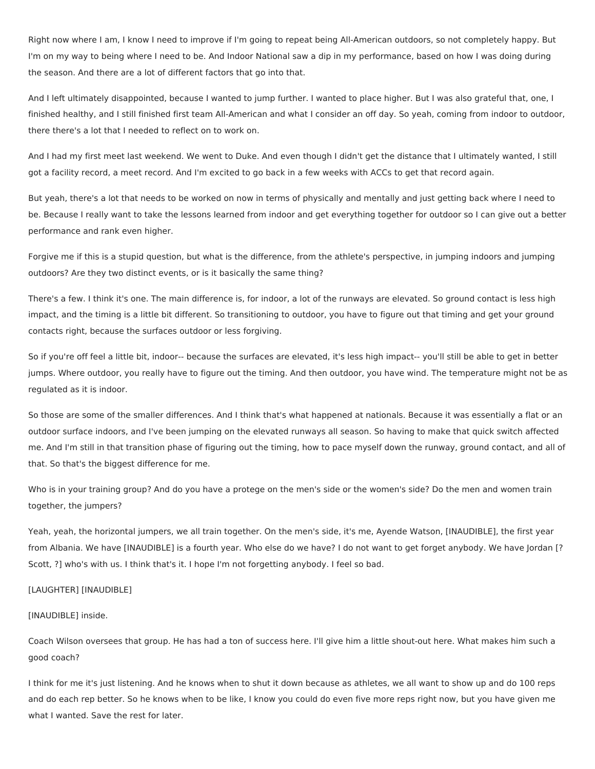Right now where I am, I know I need to improve if I'm going to repeat being All-American outdoors, so not completely happy. But I'm on my way to being where I need to be. And Indoor National saw a dip in my performance, based on how I was doing during the season. And there are a lot of different factors that go into that.

And I left ultimately disappointed, because I wanted to jump further. I wanted to place higher. But I was also grateful that, one, I finished healthy, and I still finished first team All-American and what I consider an off day. So yeah, coming from indoor to outdoor, there there's a lot that I needed to reflect on to work on.

And I had my first meet last weekend. We went to Duke. And even though I didn't get the distance that I ultimately wanted, I still got a facility record, a meet record. And I'm excited to go back in a few weeks with ACCs to get that record again.

But yeah, there's a lot that needs to be worked on now in terms of physically and mentally and just getting back where I need to be. Because I really want to take the lessons learned from indoor and get everything together for outdoor so I can give out a better performance and rank even higher.

Forgive me if this is a stupid question, but what is the difference, from the athlete's perspective, in jumping indoors and jumping outdoors? Are they two distinct events, or is it basically the same thing?

There's a few. I think it's one. The main difference is, for indoor, a lot of the runways are elevated. So ground contact is less high impact, and the timing is a little bit different. So transitioning to outdoor, you have to figure out that timing and get your ground contacts right, because the surfaces outdoor or less forgiving.

So if you're off feel a little bit, indoor-- because the surfaces are elevated, it's less high impact-- you'll still be able to get in better jumps. Where outdoor, you really have to figure out the timing. And then outdoor, you have wind. The temperature might not be as regulated as it is indoor.

So those are some of the smaller differences. And I think that's what happened at nationals. Because it was essentially a flat or an outdoor surface indoors, and I've been jumping on the elevated runways all season. So having to make that quick switch affected me. And I'm still in that transition phase of figuring out the timing, how to pace myself down the runway, ground contact, and all of that. So that's the biggest difference for me.

Who is in your training group? And do you have a protege on the men's side or the women's side? Do the men and women train together, the jumpers?

Yeah, yeah, the horizontal jumpers, we all train together. On the men's side, it's me, Ayende Watson, [INAUDIBLE], the first year from Albania. We have [INAUDIBLE] is a fourth year. Who else do we have? I do not want to get forget anybody. We have Jordan [? Scott, ?] who's with us. I think that's it. I hope I'm not forgetting anybody. I feel so bad.

[LAUGHTER] [INAUDIBLE]

[INAUDIBLE] inside.

Coach Wilson oversees that group. He has had a ton of success here. I'll give him a little shout-out here. What makes him such a good coach?

I think for me it's just listening. And he knows when to shut it down because as athletes, we all want to show up and do 100 reps and do each rep better. So he knows when to be like, I know you could do even five more reps right now, but you have given me what I wanted. Save the rest for later.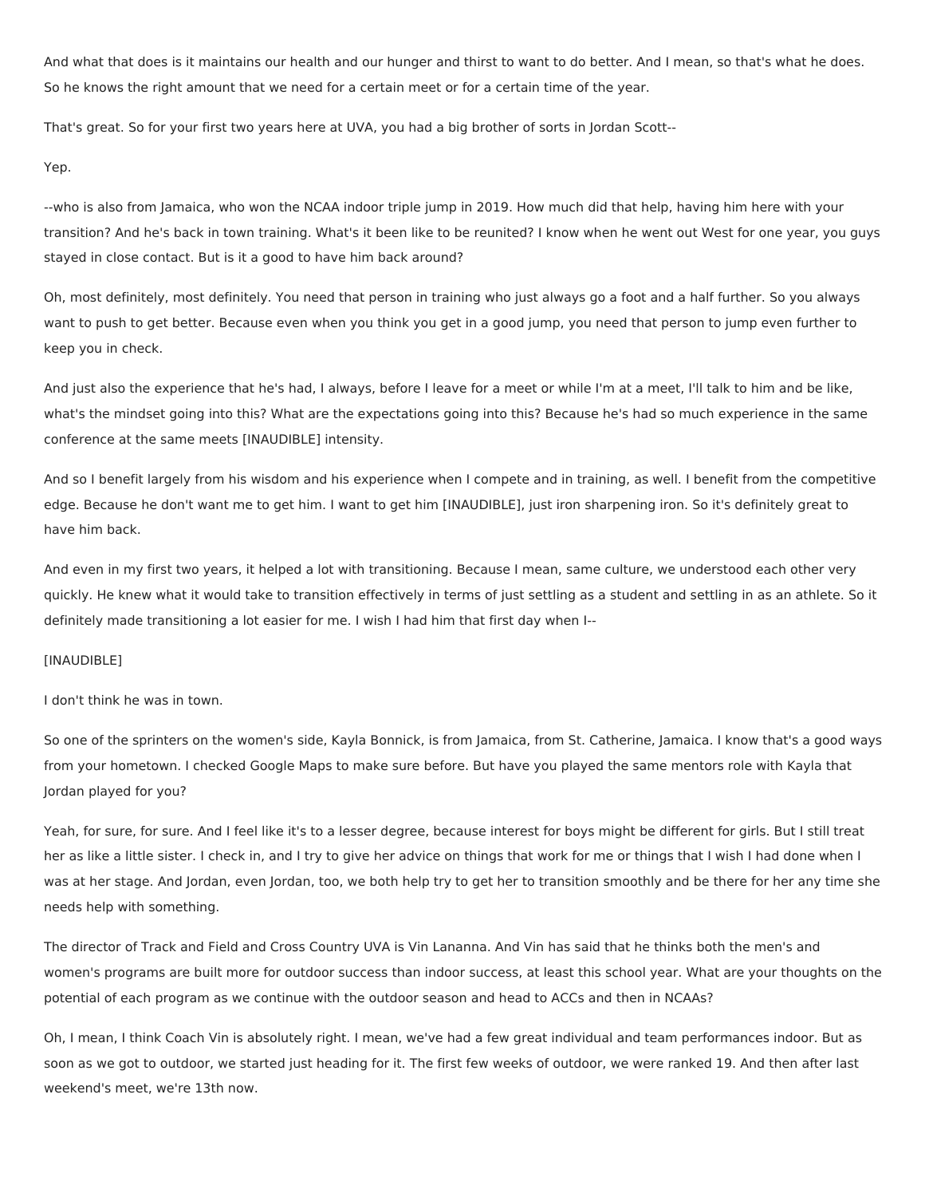And what that does is it maintains our health and our hunger and thirst to want to do better. And I mean, so that's what he does. So he knows the right amount that we need for a certain meet or for a certain time of the year.

That's great. So for your first two years here at UVA, you had a big brother of sorts in Jordan Scott--

Yep.

--who is also from Jamaica, who won the NCAA indoor triple jump in 2019. How much did that help, having him here with your transition? And he's back in town training. What's it been like to be reunited? I know when he went out West for one year, you guys stayed in close contact. But is it a good to have him back around?

Oh, most definitely, most definitely. You need that person in training who just always go a foot and a half further. So you always want to push to get better. Because even when you think you get in a good jump, you need that person to jump even further to keep you in check.

And just also the experience that he's had, I always, before I leave for a meet or while I'm at a meet, I'll talk to him and be like, what's the mindset going into this? What are the expectations going into this? Because he's had so much experience in the same conference at the same meets [INAUDIBLE] intensity.

And so I benefit largely from his wisdom and his experience when I compete and in training, as well. I benefit from the competitive edge. Because he don't want me to get him. I want to get him [INAUDIBLE], just iron sharpening iron. So it's definitely great to have him back.

And even in my first two years, it helped a lot with transitioning. Because I mean, same culture, we understood each other very quickly. He knew what it would take to transition effectively in terms of just settling as a student and settling in as an athlete. So it definitely made transitioning a lot easier for me. I wish I had him that first day when I--

[INAUDIBLE]

I don't think he was in town.

So one of the sprinters on the women's side, Kayla Bonnick, is from Jamaica, from St. Catherine, Jamaica. I know that's a good ways from your hometown. I checked Google Maps to make sure before. But have you played the same mentors role with Kayla that Jordan played for you?

Yeah, for sure, for sure. And I feel like it's to a lesser degree, because interest for boys might be different for girls. But I still treat her as like a little sister. I check in, and I try to give her advice on things that work for me or things that I wish I had done when I was at her stage. And Jordan, even Jordan, too, we both help try to get her to transition smoothly and be there for her any time she needs help with something.

The director of Track and Field and Cross Country UVA is Vin Lananna. And Vin has said that he thinks both the men's and women's programs are built more for outdoor success than indoor success, at least this school year. What are your thoughts on the potential of each program as we continue with the outdoor season and head to ACCs and then in NCAAs?

Oh, I mean, I think Coach Vin is absolutely right. I mean, we've had a few great individual and team performances indoor. But as soon as we got to outdoor, we started just heading for it. The first few weeks of outdoor, we were ranked 19. And then after last weekend's meet, we're 13th now.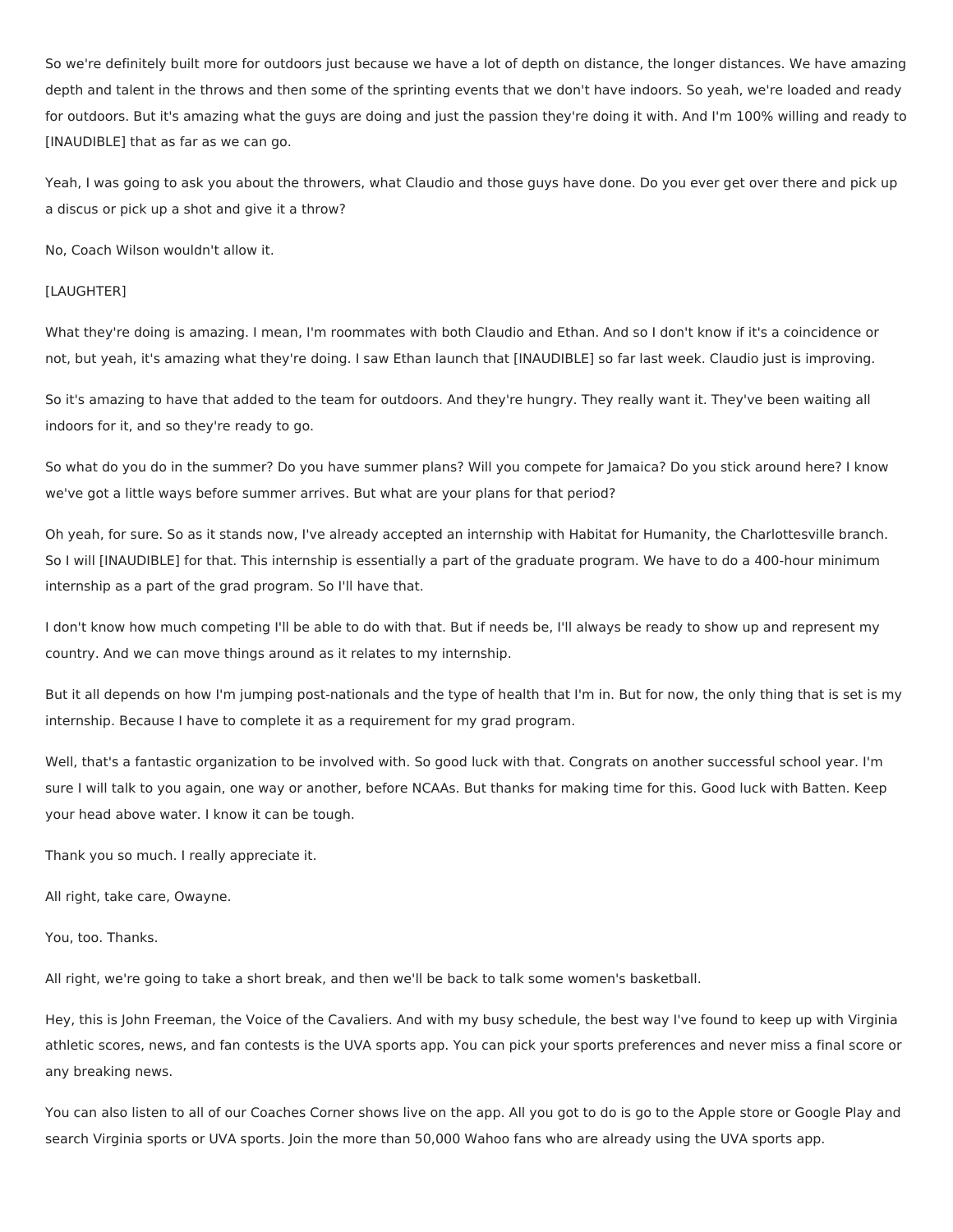So we're definitely built more for outdoors just because we have a lot of depth on distance, the longer distances. We have amazing depth and talent in the throws and then some of the sprinting events that we don't have indoors. So yeah, we're loaded and ready for outdoors. But it's amazing what the guys are doing and just the passion they're doing it with. And I'm 100% willing and ready to [INAUDIBLE] that as far as we can go.

Yeah, I was going to ask you about the throwers, what Claudio and those guys have done. Do you ever get over there and pick up a discus or pick up a shot and give it a throw?

No, Coach Wilson wouldn't allow it.

[LAUGHTER]

What they're doing is amazing. I mean, I'm roommates with both Claudio and Ethan. And so I don't know if it's a coincidence or not, but yeah, it's amazing what they're doing. I saw Ethan launch that [INAUDIBLE] so far last week. Claudio just is improving.

So it's amazing to have that added to the team for outdoors. And they're hungry. They really want it. They've been waiting all indoors for it, and so they're ready to go.

So what do you do in the summer? Do you have summer plans? Will you compete for Jamaica? Do you stick around here? I know we've got a little ways before summer arrives. But what are your plans for that period?

Oh yeah, for sure. So as it stands now, I've already accepted an internship with Habitat for Humanity, the Charlottesville branch. So I will [INAUDIBLE] for that. This internship is essentially a part of the graduate program. We have to do a 400-hour minimum internship as a part of the grad program. So I'll have that.

I don't know how much competing I'll be able to do with that. But if needs be, I'll always be ready to show up and represent my country. And we can move things around as it relates to my internship.

But it all depends on how I'm jumping post-nationals and the type of health that I'm in. But for now, the only thing that is set is my internship. Because I have to complete it as a requirement for my grad program.

Well, that's a fantastic organization to be involved with. So good luck with that. Congrats on another successful school year. I'm sure I will talk to you again, one way or another, before NCAAs. But thanks for making time for this. Good luck with Batten. Keep your head above water. I know it can be tough.

Thank you so much. I really appreciate it.

All right, take care, Owayne.

You, too. Thanks.

All right, we're going to take a short break, and then we'll be back to talk some women's basketball.

Hey, this is John Freeman, the Voice of the Cavaliers. And with my busy schedule, the best way I've found to keep up with Virginia athletic scores, news, and fan contests is the UVA sports app. You can pick your sports preferences and never miss a final score or any breaking news.

You can also listen to all of our Coaches Corner shows live on the app. All you got to do is go to the Apple store or Google Play and search Virginia sports or UVA sports. Join the more than 50,000 Wahoo fans who are already using the UVA sports app.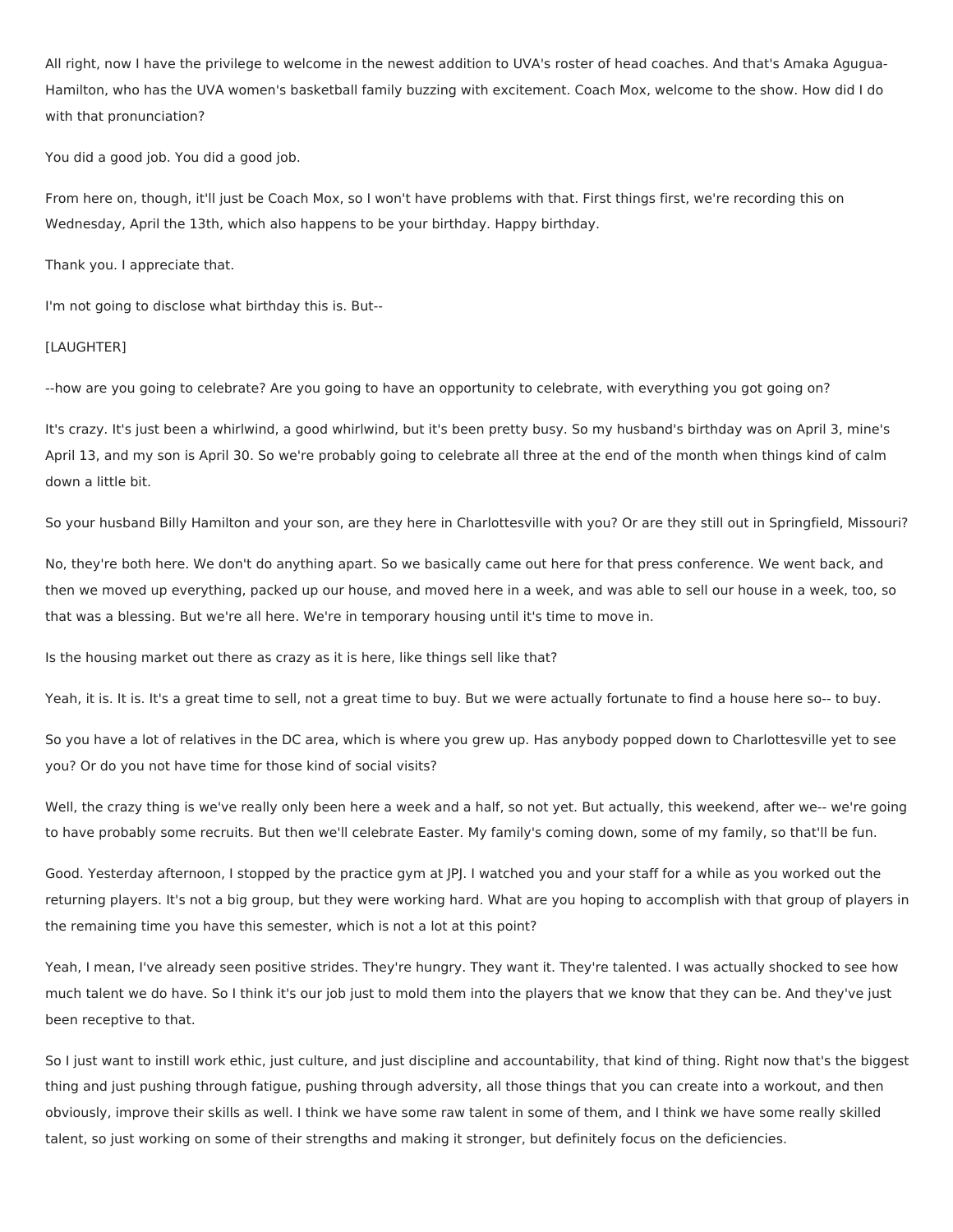All right, now I have the privilege to welcome in the newest addition to UVA's roster of head coaches. And that's Amaka Agugua-Hamilton, who has the UVA women's basketball family buzzing with excitement. Coach Mox, welcome to the show. How did I do with that pronunciation?

You did a good job. You did a good job.

From here on, though, it'll just be Coach Mox, so I won't have problems with that. First things first, we're recording this on Wednesday, April the 13th, which also happens to be your birthday. Happy birthday.

Thank you. I appreciate that.

I'm not going to disclose what birthday this is. But--

[LAUGHTER]

--how are you going to celebrate? Are you going to have an opportunity to celebrate, with everything you got going on?

It's crazy. It's just been a whirlwind, a good whirlwind, but it's been pretty busy. So my husband's birthday was on April 3, mine's April 13, and my son is April 30. So we're probably going to celebrate all three at the end of the month when things kind of calm down a little bit.

So your husband Billy Hamilton and your son, are they here in Charlottesville with you? Or are they still out in Springfield, Missouri?

No, they're both here. We don't do anything apart. So we basically came out here for that press conference. We went back, and then we moved up everything, packed up our house, and moved here in a week, and was able to sell our house in a week, too, so that was a blessing. But we're all here. We're in temporary housing until it's time to move in.

Is the housing market out there as crazy as it is here, like things sell like that?

Yeah, it is. It is. It's a great time to sell, not a great time to buy. But we were actually fortunate to find a house here so-- to buy.

So you have a lot of relatives in the DC area, which is where you grew up. Has anybody popped down to Charlottesville yet to see you? Or do you not have time for those kind of social visits?

Well, the crazy thing is we've really only been here a week and a half, so not yet. But actually, this weekend, after we-- we're going to have probably some recruits. But then we'll celebrate Easter. My family's coming down, some of my family, so that'll be fun.

Good. Yesterday afternoon, I stopped by the practice gym at JPJ. I watched you and your staff for a while as you worked out the returning players. It's not a big group, but they were working hard. What are you hoping to accomplish with that group of players in the remaining time you have this semester, which is not a lot at this point?

Yeah, I mean, I've already seen positive strides. They're hungry. They want it. They're talented. I was actually shocked to see how much talent we do have. So I think it's our job just to mold them into the players that we know that they can be. And they've just been receptive to that.

So I just want to instill work ethic, just culture, and just discipline and accountability, that kind of thing. Right now that's the biggest thing and just pushing through fatigue, pushing through adversity, all those things that you can create into a workout, and then obviously, improve their skills as well. I think we have some raw talent in some of them, and I think we have some really skilled talent, so just working on some of their strengths and making it stronger, but definitely focus on the deficiencies.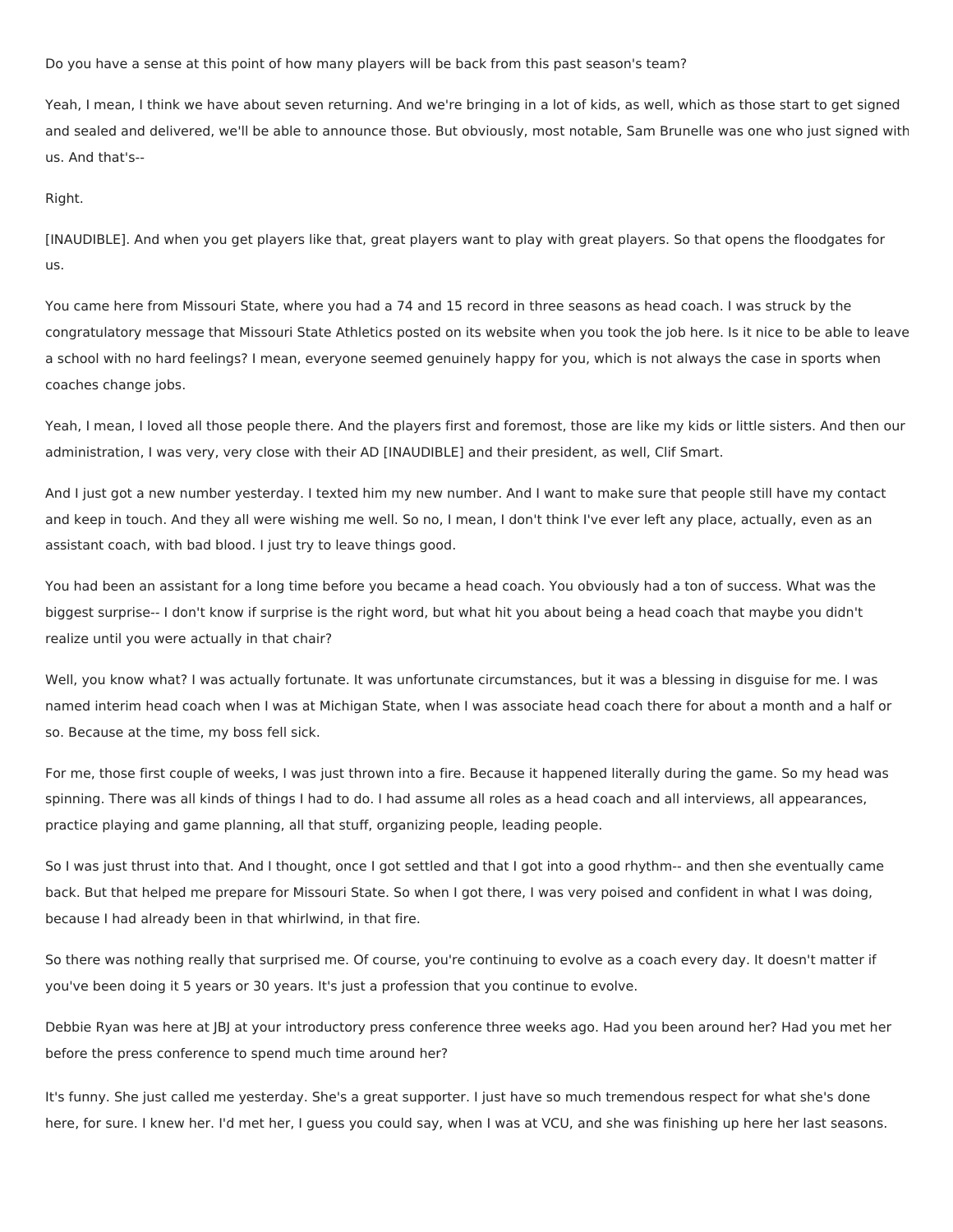Do you have a sense at this point of how many players will be back from this past season's team?

Yeah, I mean, I think we have about seven returning. And we're bringing in a lot of kids, as well, which as those start to get signed and sealed and delivered, we'll be able to announce those. But obviously, most notable, Sam Brunelle was one who just signed with us. And that's--

Right.

[INAUDIBLE]. And when you get players like that, great players want to play with great players. So that opens the floodgates for us.

You came here from Missouri State, where you had a 74 and 15 record in three seasons as head coach. I was struck by the congratulatory message that Missouri State Athletics posted on its website when you took the job here. Is it nice to be able to leave a school with no hard feelings? I mean, everyone seemed genuinely happy for you, which is not always the case in sports when coaches change jobs.

Yeah, I mean, I loved all those people there. And the players first and foremost, those are like my kids or little sisters. And then our administration, I was very, very close with their AD [INAUDIBLE] and their president, as well, Clif Smart.

And I just got a new number yesterday. I texted him my new number. And I want to make sure that people still have my contact and keep in touch. And they all were wishing me well. So no, I mean, I don't think I've ever left any place, actually, even as an assistant coach, with bad blood. I just try to leave things good.

You had been an assistant for a long time before you became a head coach. You obviously had a ton of success. What was the biggest surprise-- I don't know if surprise is the right word, but what hit you about being a head coach that maybe you didn't realize until you were actually in that chair?

Well, you know what? I was actually fortunate. It was unfortunate circumstances, but it was a blessing in disguise for me. I was named interim head coach when I was at Michigan State, when I was associate head coach there for about a month and a half or so. Because at the time, my boss fell sick.

For me, those first couple of weeks, I was just thrown into a fire. Because it happened literally during the game. So my head was spinning. There was all kinds of things I had to do. I had assume all roles as a head coach and all interviews, all appearances, practice playing and game planning, all that stuff, organizing people, leading people.

So I was just thrust into that. And I thought, once I got settled and that I got into a good rhythm-- and then she eventually came back. But that helped me prepare for Missouri State. So when I got there, I was very poised and confident in what I was doing, because I had already been in that whirlwind, in that fire.

So there was nothing really that surprised me. Of course, you're continuing to evolve as a coach every day. It doesn't matter if you've been doing it 5 years or 30 years. It's just a profession that you continue to evolve.

Debbie Ryan was here at JBJ at your introductory press conference three weeks ago. Had you been around her? Had you met her before the press conference to spend much time around her?

It's funny. She just called me yesterday. She's a great supporter. I just have so much tremendous respect for what she's done here, for sure. I knew her. I'd met her, I guess you could say, when I was at VCU, and she was finishing up here her last seasons.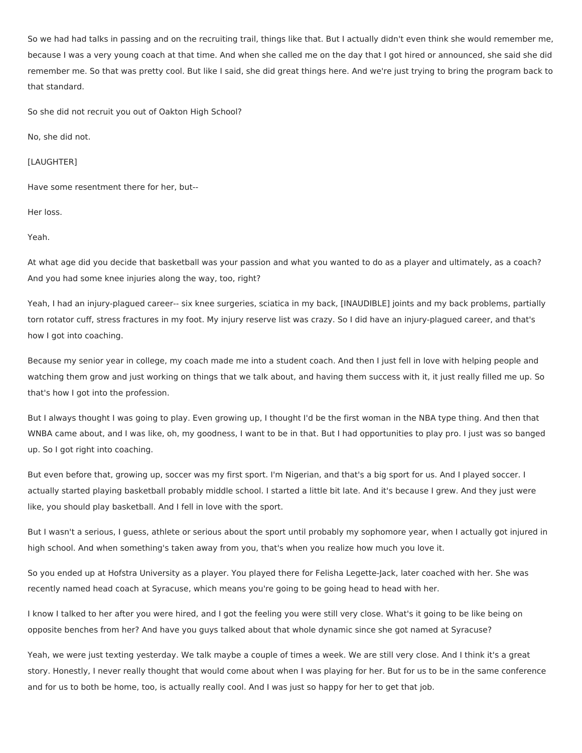So we had had talks in passing and on the recruiting trail, things like that. But I actually didn't even think she would remember me, because I was a very young coach at that time. And when she called me on the day that I got hired or announced, she said she did remember me. So that was pretty cool. But like I said, she did great things here. And we're just trying to bring the program back to that standard.

So she did not recruit you out of Oakton High School?

No, she did not.

[LAUGHTER]

Have some resentment there for her, but--

Her loss.

Yeah.

At what age did you decide that basketball was your passion and what you wanted to do as a player and ultimately, as a coach? And you had some knee injuries along the way, too, right?

Yeah, I had an injury-plagued career-- six knee surgeries, sciatica in my back, [INAUDIBLE] joints and my back problems, partially torn rotator cuff, stress fractures in my foot. My injury reserve list was crazy. So I did have an injury-plagued career, and that's how I got into coaching.

Because my senior year in college, my coach made me into a student coach. And then I just fell in love with helping people and watching them grow and just working on things that we talk about, and having them success with it, it just really filled me up. So that's how I got into the profession.

But I always thought I was going to play. Even growing up, I thought I'd be the first woman in the NBA type thing. And then that WNBA came about, and I was like, oh, my goodness, I want to be in that. But I had opportunities to play pro. I just was so banged up. So I got right into coaching.

But even before that, growing up, soccer was my first sport. I'm Nigerian, and that's a big sport for us. And I played soccer. I actually started playing basketball probably middle school. I started a little bit late. And it's because I grew. And they just were like, you should play basketball. And I fell in love with the sport.

But I wasn't a serious, I guess, athlete or serious about the sport until probably my sophomore year, when I actually got injured in high school. And when something's taken away from you, that's when you realize how much you love it.

So you ended up at Hofstra University as a player. You played there for Felisha Legette-Jack, later coached with her. She was recently named head coach at Syracuse, which means you're going to be going head to head with her.

I know I talked to her after you were hired, and I got the feeling you were still very close. What's it going to be like being on opposite benches from her? And have you guys talked about that whole dynamic since she got named at Syracuse?

Yeah, we were just texting yesterday. We talk maybe a couple of times a week. We are still very close. And I think it's a great story. Honestly, I never really thought that would come about when I was playing for her. But for us to be in the same conference and for us to both be home, too, is actually really cool. And I was just so happy for her to get that job.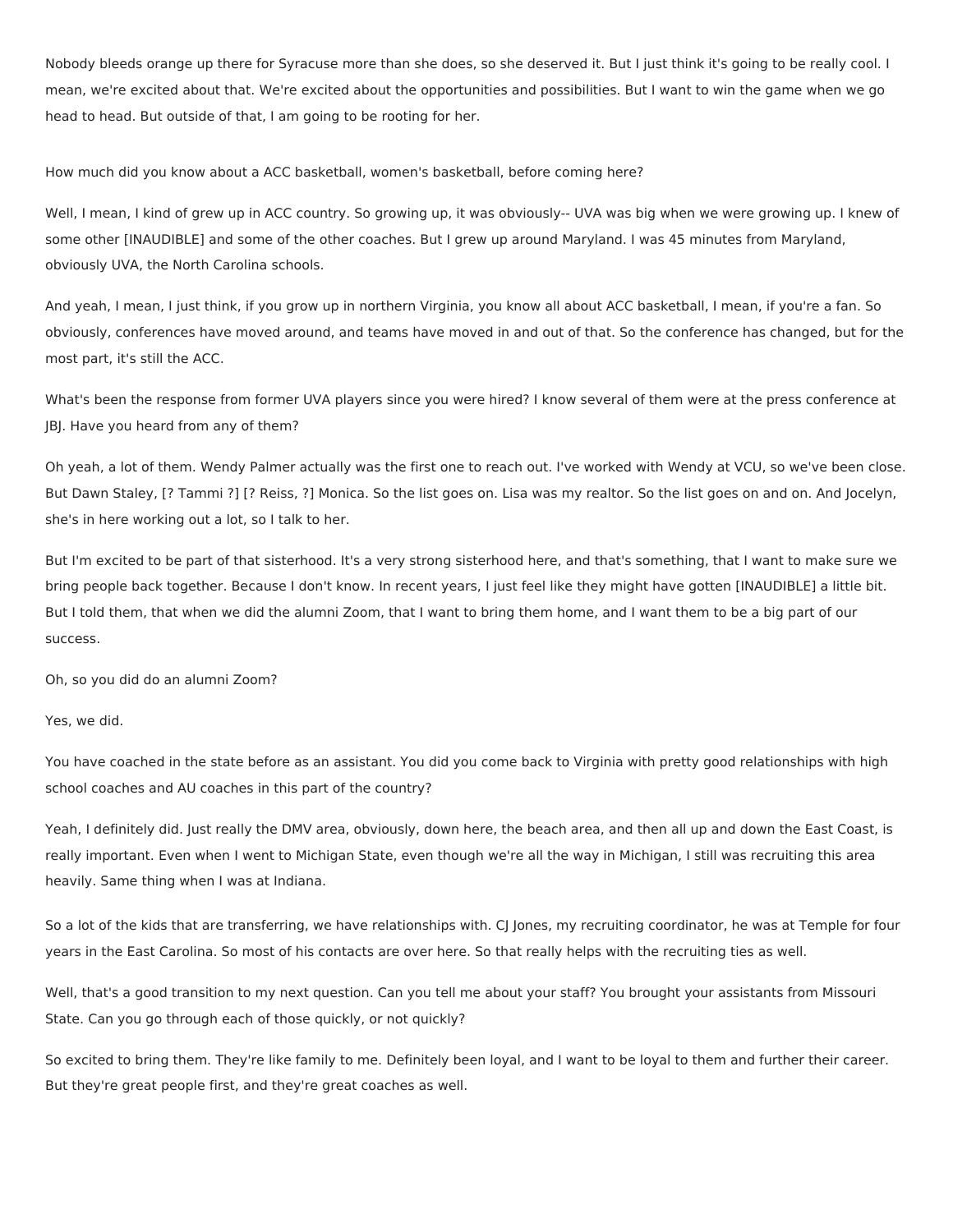Nobody bleeds orange up there for Syracuse more than she does, so she deserved it. But I just think it's going to be really cool. I mean, we're excited about that. We're excited about the opportunities and possibilities. But I want to win the game when we go head to head. But outside of that, I am going to be rooting for her.

How much did you know about a ACC basketball, women's basketball, before coming here?

Well, I mean, I kind of grew up in ACC country. So growing up, it was obviously-- UVA was big when we were growing up. I knew of some other [INAUDIBLE] and some of the other coaches. But I grew up around Maryland. I was 45 minutes from Maryland, obviously UVA, the North Carolina schools.

And yeah, I mean, I just think, if you grow up in northern Virginia, you know all about ACC basketball, I mean, if you're a fan. So obviously, conferences have moved around, and teams have moved in and out of that. So the conference has changed, but for the most part, it's still the ACC.

What's been the response from former UVA players since you were hired? I know several of them were at the press conference at JBJ. Have you heard from any of them?

Oh yeah, a lot of them. Wendy Palmer actually was the first one to reach out. I've worked with Wendy at VCU, so we've been close. But Dawn Staley, [? Tammi ?] [? Reiss, ?] Monica. So the list goes on. Lisa was my realtor. So the list goes on and on. And Jocelyn, she's in here working out a lot, so I talk to her.

But I'm excited to be part of that sisterhood. It's a very strong sisterhood here, and that's something, that I want to make sure we bring people back together. Because I don't know. In recent years, I just feel like they might have gotten [INAUDIBLE] a little bit. But I told them, that when we did the alumni Zoom, that I want to bring them home, and I want them to be a big part of our success.

Oh, so you did do an alumni Zoom?

Yes, we did.

You have coached in the state before as an assistant. You did you come back to Virginia with pretty good relationships with high school coaches and AU coaches in this part of the country?

Yeah, I definitely did. Just really the DMV area, obviously, down here, the beach area, and then all up and down the East Coast, is really important. Even when I went to Michigan State, even though we're all the way in Michigan, I still was recruiting this area heavily. Same thing when I was at Indiana.

So a lot of the kids that are transferring, we have relationships with. CJ Jones, my recruiting coordinator, he was at Temple for four years in the East Carolina. So most of his contacts are over here. So that really helps with the recruiting ties as well.

Well, that's a good transition to my next question. Can you tell me about your staff? You brought your assistants from Missouri State. Can you go through each of those quickly, or not quickly?

So excited to bring them. They're like family to me. Definitely been loyal, and I want to be loyal to them and further their career. But they're great people first, and they're great coaches as well.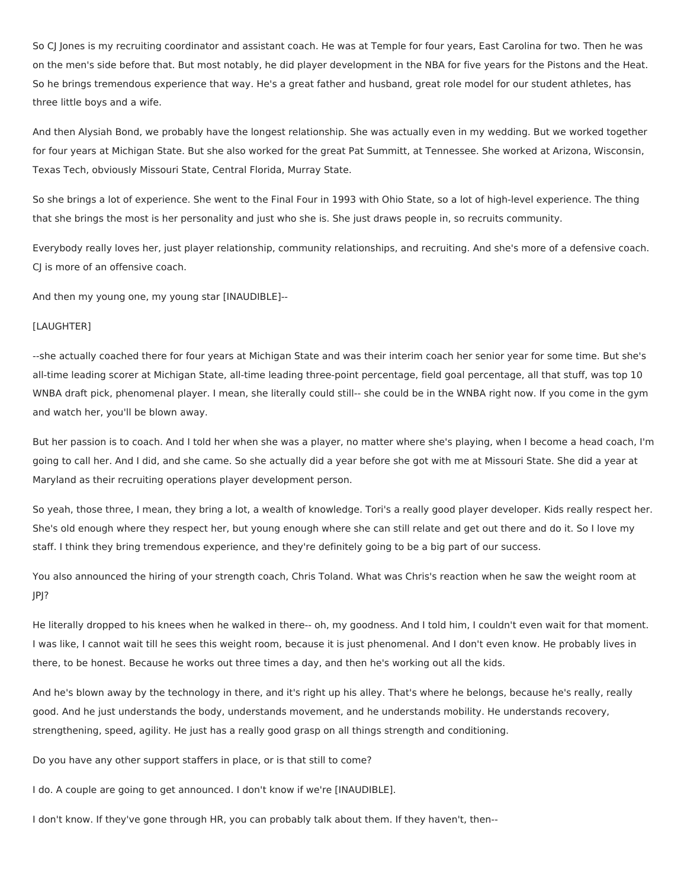So CJ Jones is my recruiting coordinator and assistant coach. He was at Temple for four years, East Carolina for two. Then he was on the men's side before that. But most notably, he did player development in the NBA for five years for the Pistons and the Heat. So he brings tremendous experience that way. He's a great father and husband, great role model for our student athletes, has three little boys and a wife.

And then Alysiah Bond, we probably have the longest relationship. She was actually even in my wedding. But we worked together for four years at Michigan State. But she also worked for the great Pat Summitt, at Tennessee. She worked at Arizona, Wisconsin, Texas Tech, obviously Missouri State, Central Florida, Murray State.

So she brings a lot of experience. She went to the Final Four in 1993 with Ohio State, so a lot of high-level experience. The thing that she brings the most is her personality and just who she is. She just draws people in, so recruits community.

Everybody really loves her, just player relationship, community relationships, and recruiting. And she's more of a defensive coach. CJ is more of an offensive coach.

And then my young one, my young star [INAUDIBLE]--

[LAUGHTER]

--she actually coached there for four years at Michigan State and was their interim coach her senior year for some time. But she's all-time leading scorer at Michigan State, all-time leading three-point percentage, field goal percentage, all that stuff, was top 10 WNBA draft pick, phenomenal player. I mean, she literally could still-- she could be in the WNBA right now. If you come in the gym and watch her, you'll be blown away.

But her passion is to coach. And I told her when she was a player, no matter where she's playing, when I become a head coach, I'm going to call her. And I did, and she came. So she actually did a year before she got with me at Missouri State. She did a year at Maryland as their recruiting operations player development person.

So yeah, those three, I mean, they bring a lot, a wealth of knowledge. Tori's a really good player developer. Kids really respect her. She's old enough where they respect her, but young enough where she can still relate and get out there and do it. So I love my staff. I think they bring tremendous experience, and they're definitely going to be a big part of our success.

You also announced the hiring of your strength coach, Chris Toland. What was Chris's reaction when he saw the weight room at JPJ?

He literally dropped to his knees when he walked in there-- oh, my goodness. And I told him, I couldn't even wait for that moment. I was like, I cannot wait till he sees this weight room, because it is just phenomenal. And I don't even know. He probably lives in there, to be honest. Because he works out three times a day, and then he's working out all the kids.

And he's blown away by the technology in there, and it's right up his alley. That's where he belongs, because he's really, really good. And he just understands the body, understands movement, and he understands mobility. He understands recovery, strengthening, speed, agility. He just has a really good grasp on all things strength and conditioning.

Do you have any other support staffers in place, or is that still to come?

I do. A couple are going to get announced. I don't know if we're [INAUDIBLE].

I don't know. If they've gone through HR, you can probably talk about them. If they haven't, then--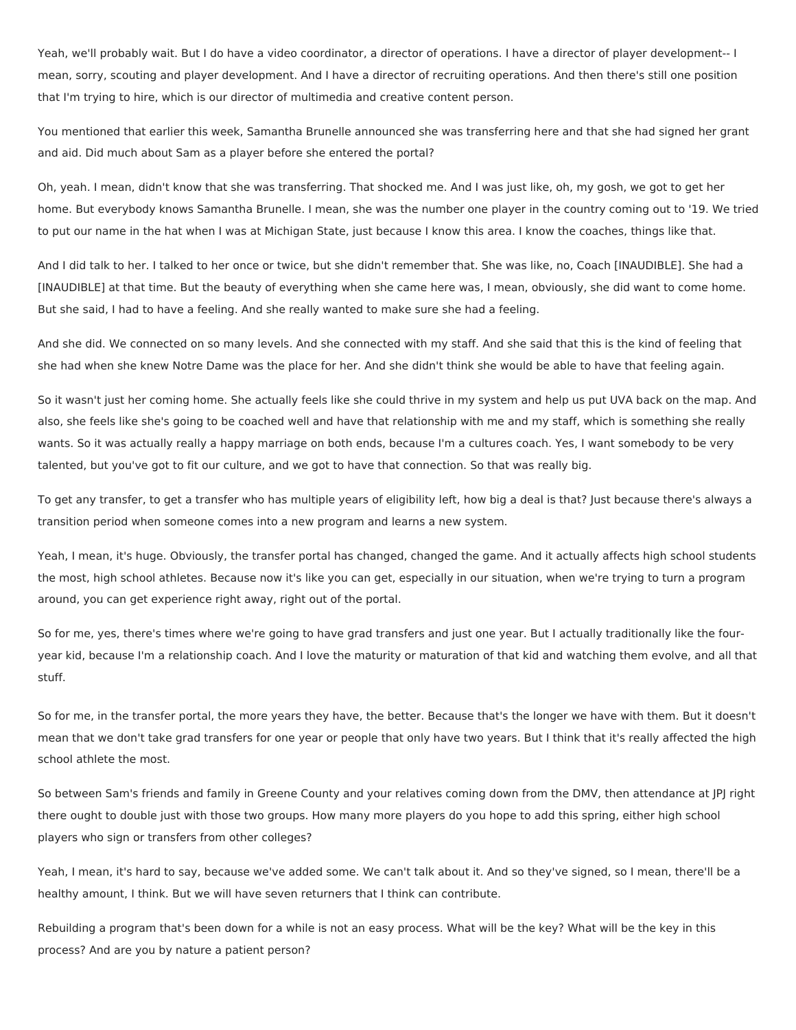Yeah, we'll probably wait. But I do have a video coordinator, a director of operations. I have a director of player development-- I mean, sorry, scouting and player development. And I have a director of recruiting operations. And then there's still one position that I'm trying to hire, which is our director of multimedia and creative content person.

You mentioned that earlier this week, Samantha Brunelle announced she was transferring here and that she had signed her grant and aid. Did much about Sam as a player before she entered the portal?

Oh, yeah. I mean, didn't know that she was transferring. That shocked me. And I was just like, oh, my gosh, we got to get her home. But everybody knows Samantha Brunelle. I mean, she was the number one player in the country coming out to '19. We tried to put our name in the hat when I was at Michigan State, just because I know this area. I know the coaches, things like that.

And I did talk to her. I talked to her once or twice, but she didn't remember that. She was like, no, Coach [INAUDIBLE]. She had a [INAUDIBLE] at that time. But the beauty of everything when she came here was, I mean, obviously, she did want to come home. But she said, I had to have a feeling. And she really wanted to make sure she had a feeling.

And she did. We connected on so many levels. And she connected with my staff. And she said that this is the kind of feeling that she had when she knew Notre Dame was the place for her. And she didn't think she would be able to have that feeling again.

So it wasn't just her coming home. She actually feels like she could thrive in my system and help us put UVA back on the map. And also, she feels like she's going to be coached well and have that relationship with me and my staff, which is something she really wants. So it was actually really a happy marriage on both ends, because I'm a cultures coach. Yes, I want somebody to be very talented, but you've got to fit our culture, and we got to have that connection. So that was really big.

To get any transfer, to get a transfer who has multiple years of eligibility left, how big a deal is that? Just because there's always a transition period when someone comes into a new program and learns a new system.

Yeah, I mean, it's huge. Obviously, the transfer portal has changed, changed the game. And it actually affects high school students the most, high school athletes. Because now it's like you can get, especially in our situation, when we're trying to turn a program around, you can get experience right away, right out of the portal.

So for me, yes, there's times where we're going to have grad transfers and just one year. But I actually traditionally like the four-year kid, because I'm a relationship coach. And I love the maturity or maturation of that kid and watching them evolve, and all that stuff.

So for me, in the transfer portal, the more years they have, the better. Because that's the longer we have with them. But it doesn't mean that we don't take grad transfers for one year or people that only have two years. But I think that it's really affected the high school athlete the most.

So between Sam's friends and family in Greene County and your relatives coming down from the DMV, then attendance at JPJ right there ought to double just with those two groups. How many more players do you hope to add this spring, either high school players who sign or transfers from other colleges?

Yeah, I mean, it's hard to say, because we've added some. We can't talk about it. And so they've signed, so I mean, there'll be a healthy amount, I think. But we will have seven returners that I think can contribute.

Rebuilding a program that's been down for a while is not an easy process. What will be the key? What will be the key in this process? And are you by nature a patient person?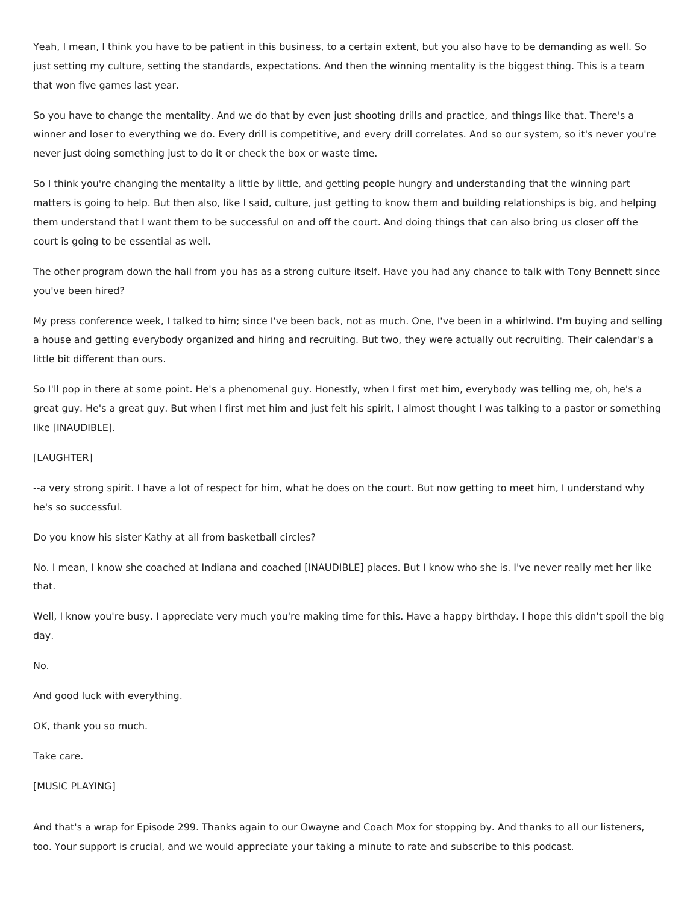Yeah, I mean, I think you have to be patient in this business, to a certain extent, but you also have to be demanding as well. So just setting my culture, setting the standards, expectations. And then the winning mentality is the biggest thing. This is a team that won five games last year.

So you have to change the mentality. And we do that by even just shooting drills and practice, and things like that. There's a winner and loser to everything we do. Every drill is competitive, and every drill correlates. And so our system, so it's never you're never just doing something just to do it or check the box or waste time.

So I think you're changing the mentality a little by little, and getting people hungry and understanding that the winning part matters is going to help. But then also, like I said, culture, just getting to know them and building relationships is big, and helping them understand that I want them to be successful on and off the court. And doing things that can also bring us closer off the court is going to be essential as well.

The other program down the hall from you has as a strong culture itself. Have you had any chance to talk with Tony Bennett since you've been hired?

My press conference week, I talked to him; since I've been back, not as much. One, I've been in a whirlwind. I'm buying and selling a house and getting everybody organized and hiring and recruiting. But two, they were actually out recruiting. Their calendar's a little bit different than ours.

So I'll pop in there at some point. He's a phenomenal guy. Honestly, when I first met him, everybody was telling me, oh, he's a great guy. He's a great guy. But when I first met him and just felt his spirit, I almost thought I was talking to a pastor or something like [INAUDIBLE].

[LAUGHTER]

--a very strong spirit. I have a lot of respect for him, what he does on the court. But now getting to meet him, I understand why he's so successful.

Do you know his sister Kathy at all from basketball circles?

No. I mean, I know she coached at Indiana and coached [INAUDIBLE] places. But I know who she is. I've never really met her like that.

Well, I know you're busy. I appreciate very much you're making time for this. Have a happy birthday. I hope this didn't spoil the big day.

No.

And good luck with everything.

OK, thank you so much.

Take care.

[MUSIC PLAYING]

And that's a wrap for Episode 299. Thanks again to our Owayne and Coach Mox for stopping by. And thanks to all our listeners, too. Your support is crucial, and we would appreciate your taking a minute to rate and subscribe to this podcast.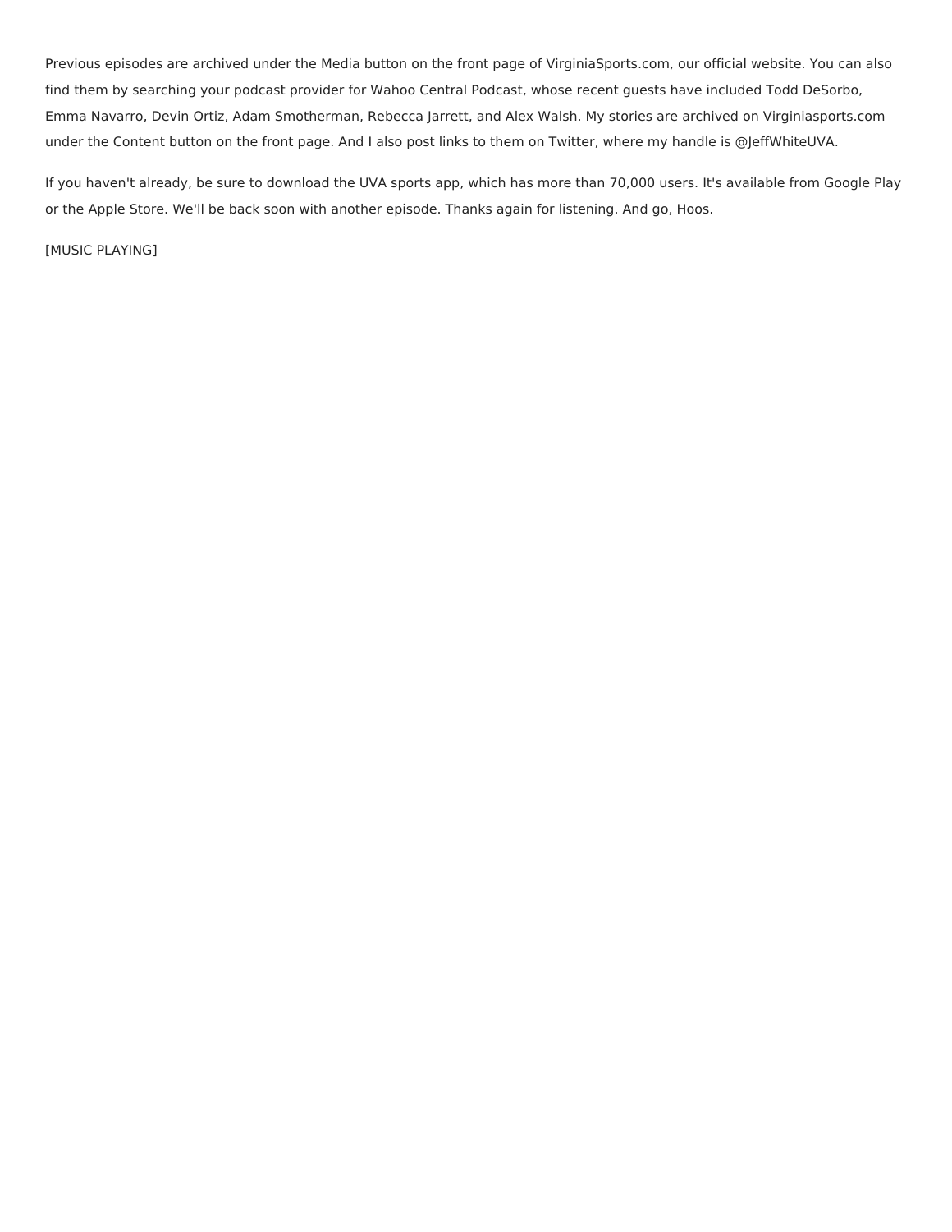Previous episodes are archived under the Media button on the front page of VirginiaSports.com, our official website. You can also find them by searching your podcast provider for Wahoo Central Podcast, whose recent guests have included Todd DeSorbo, Emma Navarro, Devin Ortiz, Adam Smotherman, Rebecca Jarrett, and Alex Walsh. My stories are archived on Virginiasports.com under the Content button on the front page. And I also post links to them on Twitter, where my handle is @JeffWhiteUVA.

If you haven't already, be sure to download the UVA sports app, which has more than 70,000 users. It's available from Google Play or the Apple Store. We'll be back soon with another episode. Thanks again for listening. And go, Hoos.

[MUSIC PLAYING]